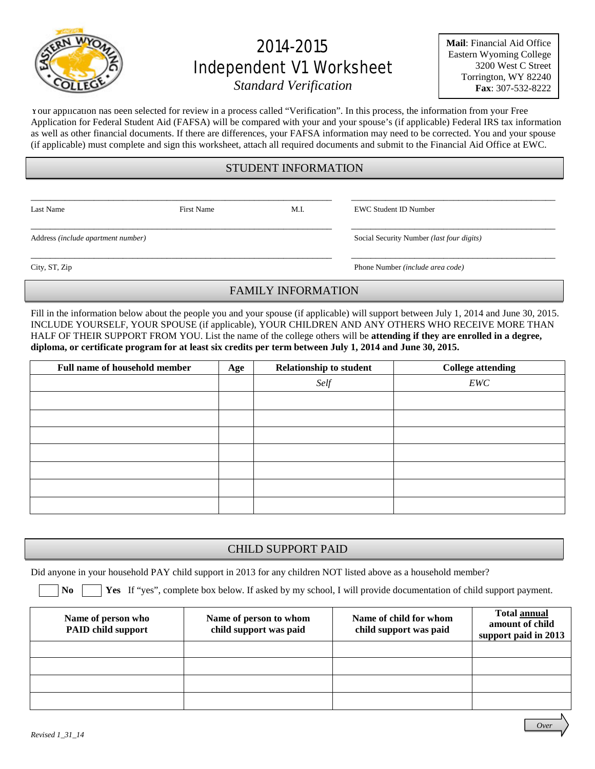# 2014-2015 Independent V1 Worksheet

*Standard Verification*

**Mail**: Financial Aid Office
Eastern Wyoming College
3200 West C Street
Torrington, WY 82240
**Fax**: 307-532-8222

Your application has been selected for review in a process called "Verification". In this process, the information from your Free Application for Federal Student Aid (FAFSA) will be compared with your and your spouse's (if applicable) Federal IRS tax information as well as other financial documents. If there are differences, your FAFSA information may need to be corrected. You and your spouse (if applicable) must complete and sign this worksheet, attach all required documents and submit to the Financial Aid Office at EWC.

## STUDENT INFORMATION

_______________________________________________ _______________________________
Last Name First Name M.I. EWC Student ID Number

_______________________________________________ _______________________________
Address *(include apartment number)* Social Security Number *(last four digits)*

_______________________________________________ _______________________________
City, ST, Zip Phone Number *(include area code)*

## FAMILY INFORMATION

Fill in the information below about the people you and your spouse (if applicable) will support between July 1, 2014 and June 30, 2015. INCLUDE YOURSELF, YOUR SPOUSE (if applicable), YOUR CHILDREN AND ANY OTHERS WHO RECEIVE MORE THAN HALF OF THEIR SUPPORT FROM YOU. List the name of the college others will be **attending if they are enrolled in a degree, diploma, or certificate program for at least six credits per term between July 1, 2014 and June 30, 2015.**

| Full name of household member | Age | Relationship to student | College attending |
|---|---|---|---|
| | | *Self* | *EWC* |
| | | | |
| | | | |
| | | | |
| | | | |
| | | | |
| | | | |
| | | | |

## CHILD SUPPORT PAID

Did anyone in your household PAY child support in 2013 for any children NOT listed above as a household member?

☐ **No** ☐ **Yes** If "yes", complete box below. If asked by my school, I will provide documentation of child support payment.

| Name of person who PAID child support | Name of person to whom child support was paid | Name of child for whom child support was paid | Total annual amount of child support paid in 2013 |
|---|---|---|---|
| | | | |
| | | | |
| | | | |
| | | | |

*Revised 1_31_14*

Over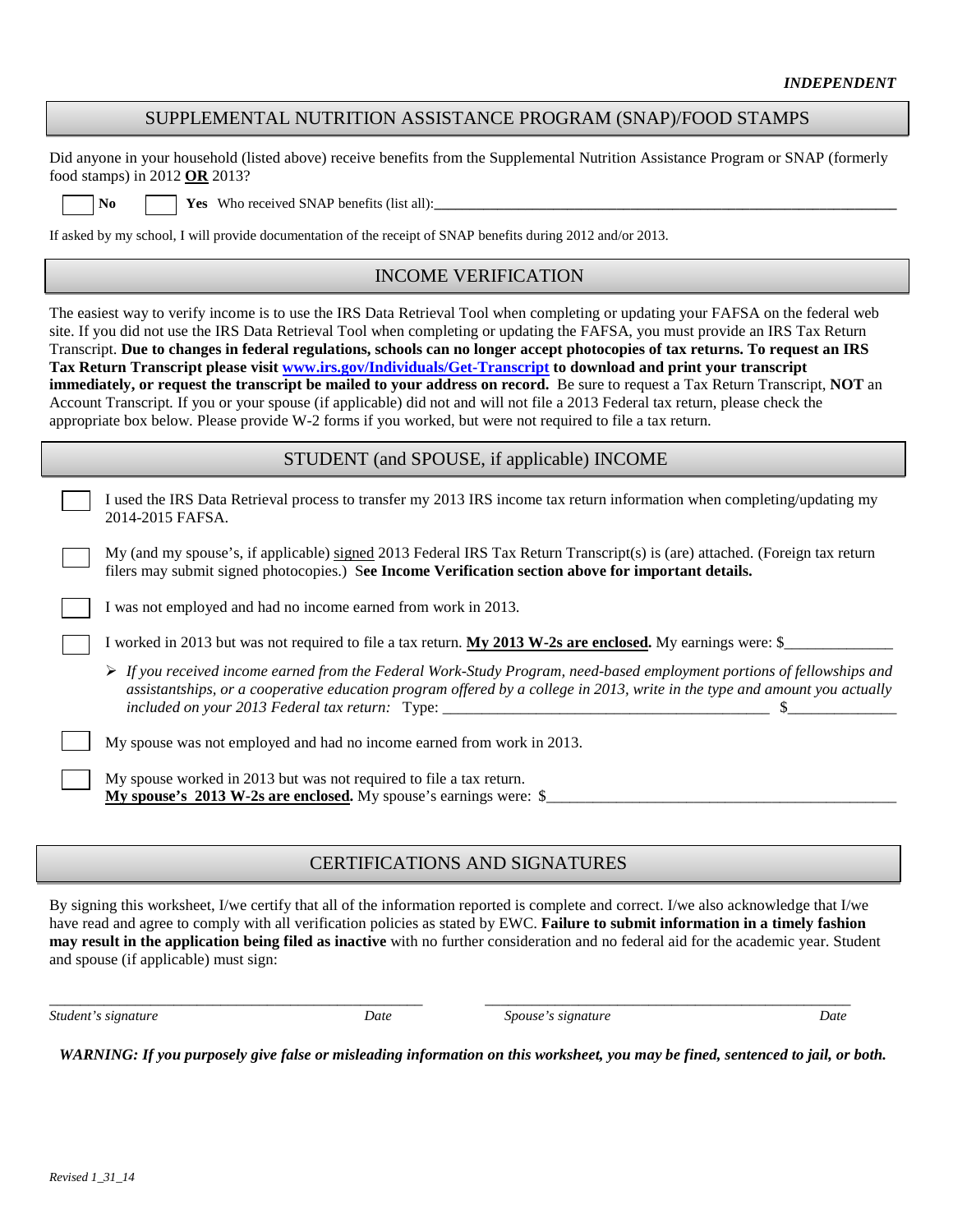*INDEPENDENT*

## SUPPLEMENTAL NUTRITION ASSISTANCE PROGRAM (SNAP)/FOOD STAMPS

Did anyone in your household (listed above) receive benefits from the Supplemental Nutrition Assistance Program or SNAP (formerly food stamps) in 2012 **OR** 2013?

☐ **No** ☐ **Yes** Who received SNAP benefits (list all):_______________________________________________

If asked by my school, I will provide documentation of the receipt of SNAP benefits during 2012 and/or 2013.

## INCOME VERIFICATION

The easiest way to verify income is to use the IRS Data Retrieval Tool when completing or updating your FAFSA on the federal web site. If you did not use the IRS Data Retrieval Tool when completing or updating the FAFSA, you must provide an IRS Tax Return Transcript. **Due to changes in federal regulations, schools can no longer accept photocopies of tax returns. To request an IRS Tax Return Transcript please visit www.irs.gov/Individuals/Get-Transcript to download and print your transcript immediately, or request the transcript be mailed to your address on record.** Be sure to request a Tax Return Transcript, **NOT** an Account Transcript. If you or your spouse (if applicable) did not and will not file a 2013 Federal tax return, please check the appropriate box below. Please provide W-2 forms if you worked, but were not required to file a tax return.

## STUDENT (and SPOUSE, if applicable) INCOME

☐ I used the IRS Data Retrieval process to transfer my 2013 IRS income tax return information when completing/updating my 2014-2015 FAFSA.

☐ My (and my spouse's, if applicable) signed 2013 Federal IRS Tax Return Transcript(s) is (are) attached. (Foreign tax return filers may submit signed photocopies.) S**ee Income Verification section above for important details.**

☐ I was not employed and had no income earned from work in 2013.

☐ I worked in 2013 but was not required to file a tax return. **My 2013 W-2s are enclosed.** My earnings were: $______________

- *If you received income earned from the Federal Work-Study Program, need-based employment portions of fellowships and assistantships, or a cooperative education program offered by a college in 2013, write in the type and amount you actually included on your 2013 Federal tax return:* Type: ________________________________________ $______________

☐ My spouse was not employed and had no income earned from work in 2013.

☐ My spouse worked in 2013 but was not required to file a tax return.
**My spouse's 2013 W-2s are enclosed.** My spouse's earnings were: $_______________________________________________

## CERTIFICATIONS AND SIGNATURES

By signing this worksheet, I/we certify that all of the information reported is complete and correct. I/we also acknowledge that I/we have read and agree to comply with all verification policies as stated by EWC. **Failure to submit information in a timely fashion may result in the application being filed as inactive** with no further consideration and no federal aid for the academic year. Student and spouse (if applicable) must sign:

_______________________________________________ _______________________________________________
*Student's signature* *Date* *Spouse's signature* *Date*

***WARNING: If you purposely give false or misleading information on this worksheet, you may be fined, sentenced to jail, or both.***

*Revised 1_31_14*